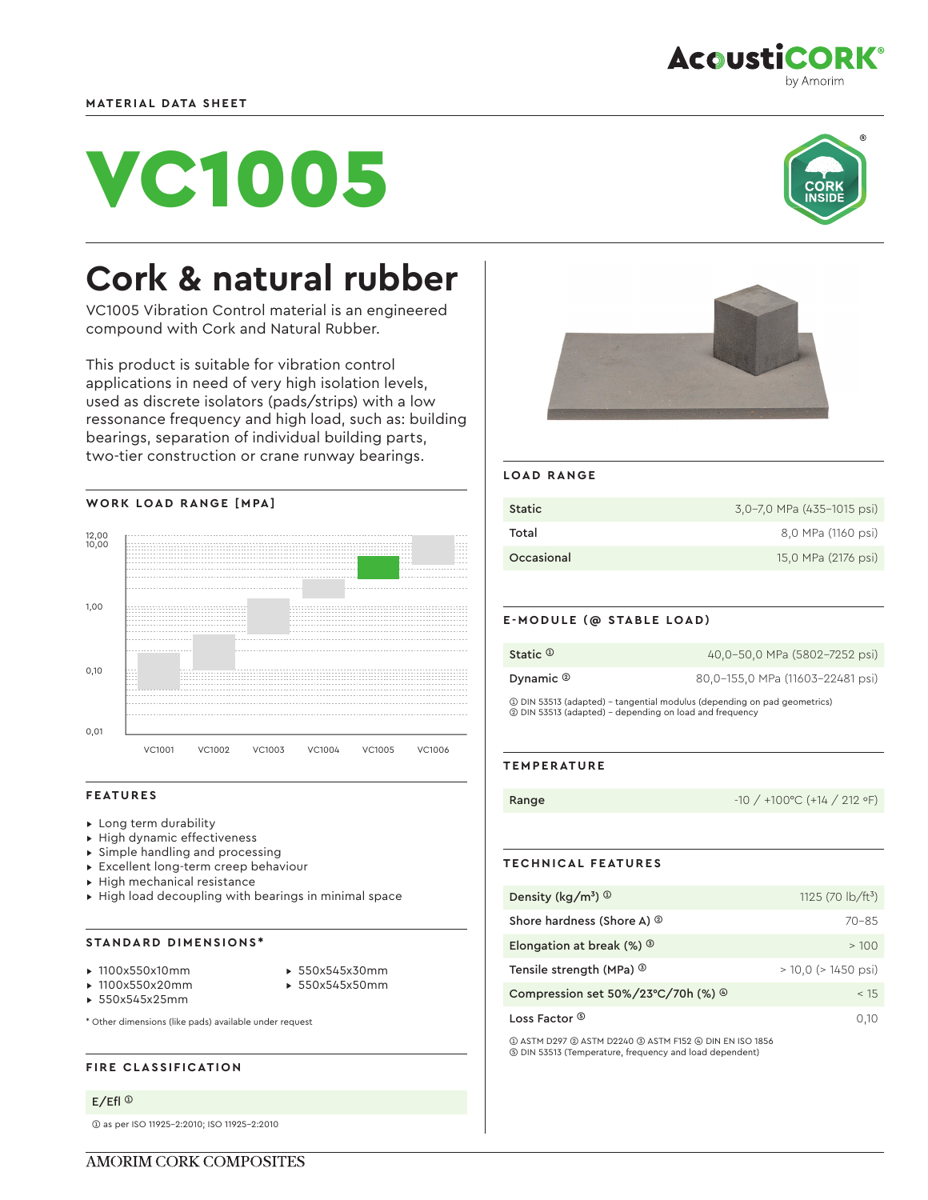MATERIAL DATA SHEET

# VC1005

## Cork & natural rubber

VC1005 Vibration Control material is an engineered compound with Cork and Natural Rubber.

This product is suitable for vibration control applications in need of very high isolation levels, used as discrete isolators (pads/strips) with a low ressonance frequency and high load, such as: building bearings, separation of individual building parts, two-tier construction or crane runway bearings.

### WORK LOAD RANGE [MPA]

12,00
10,00
1,00
0,10
0,01

VC1001 VC1002 VC1003 VC1004 VC1005 VC1006

### FEATURES

- Long term durability
- High dynamic effectiveness
- Simple handling and processing
- Excellent long-term creep behaviour
- High mechanical resistance
- High load decoupling with bearings in minimal space

### STANDARD DIMENSIONS*

- 1100x550x10mm
- 1100x550x20mm
- 550x545x25mm
- 550x545x30mm
- 550x545x50mm

* Other dimensions (like pads) available under request

### FIRE CLASSIFICATION

E/Efl [1]

[1] as per ISO 11925-2:2010; ISO 11925-2:2010

### LOAD RANGE

| | |
|---|---|
| Static | 3,0–7,0 MPa (435–1015 psi) |
| Total | 8,0 MPa (1160 psi) |
| Occasional | 15,0 MPa (2176 psi) |

### E-MODULE (@ STABLE LOAD)

| | |
|---|---|
| Static [1] | 40,0–50,0 MPa (5802–7252 psi) |
| Dynamic [2] | 80,0–155,0 MPa (11603–22481 psi) |

[1] DIN 53513 (adapted) – tangential modulus (depending on pad geometrics)
[2] DIN 53513 (adapted) – depending on load and frequency

### TEMPERATURE

| | |
|---|---|
| Range | -10 / +100ºC (+14 / 212 ºF) |

### TECHNICAL FEATURES

| | |
|---|---|
| Density (kg/m³) [1] | 1125 (70 lb/ft³) |
| Shore hardness (Shore A) [2] | 70–85 |
| Elongation at break (%) [3] | > 100 |
| Tensile strength (MPa) [3] | > 10,0 (> 1450 psi) |
| Compression set 50%/23ºC/70h (%) [4] | < 15 |
| Loss Factor [5] | 0,10 |

[1] ASTM D297 [2] ASTM D2240 [3] ASTM F152 [4] DIN EN ISO 1856
[5] DIN 53513 (Temperature, frequency and load dependent)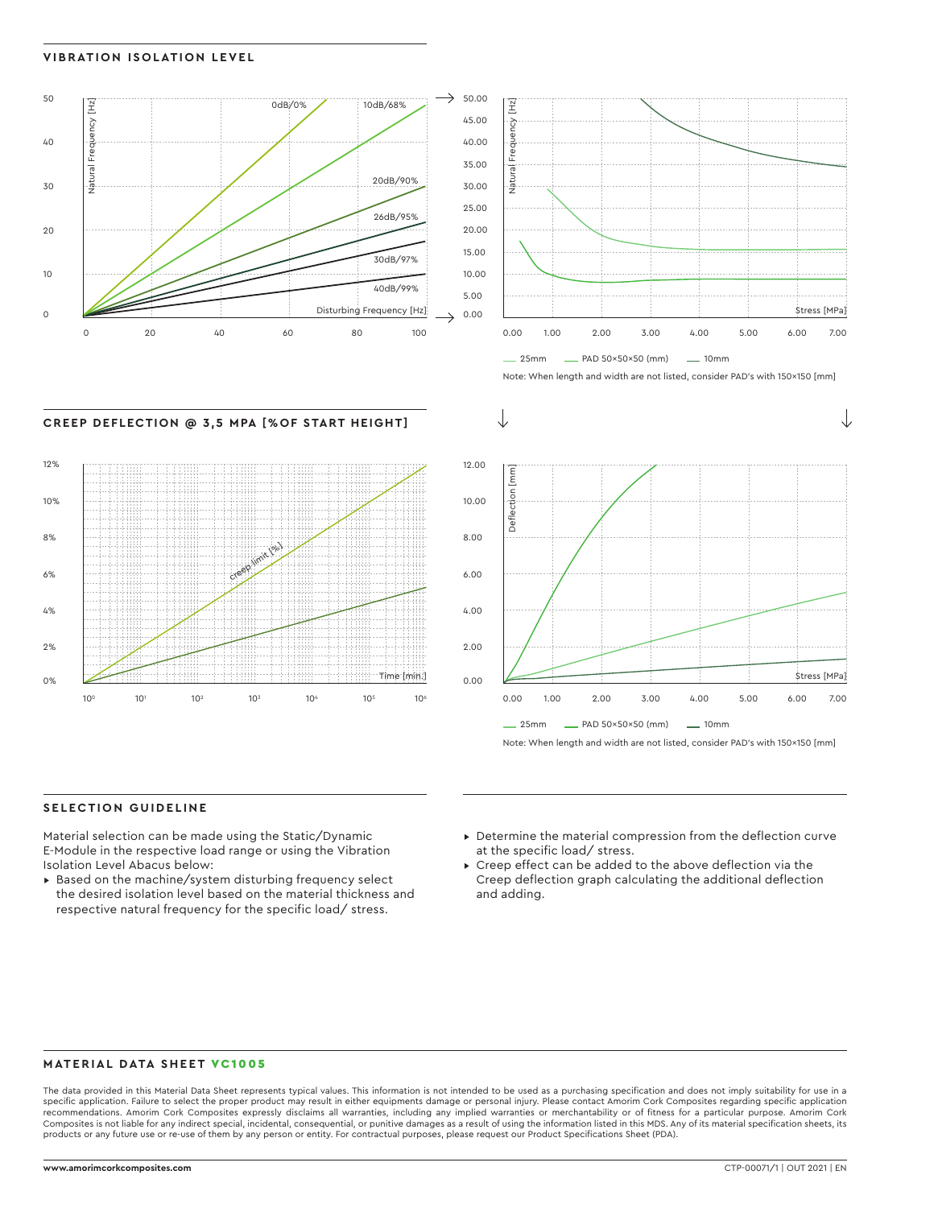## VIBRATION ISOLATION LEVEL

Natural Frequency [Hz]

50
40
30
20
10
0

0 20 40 60 80 100

Disturbing Frequency [Hz]

0dB/0%
10dB/68%
20dB/90%
26dB/95%
30dB/97%
40dB/99%

Natural Frequency [Hz]

50.00
45.00
40.00
35.00
30.00
25.00
20.00
15.00
10.00
5.00
0.00

0.00 1.00 2.00 3.00 4.00 5.00 6.00 7.00

Stress [MPa]

25mm
PAD 50×50×50 (mm)
10mm

Note: When length and width are not listed, consider PAD's with 150×150 [mm]

## CREEP DEFLECTION @ 3,5 MPA [%OF START HEIGHT]

12%
10%
8%
6%
4%
2%
0%

$10^0$ $10^1$ $10^2$ $10^3$ $10^4$ $10^5$ $10^6$

Time [min.]

Creep limit [%]

Deflection [mm]

12.00
10.00
8.00
6.00
4.00
2.00
0.00

0.00 1.00 2.00 3.00 4.00 5.00 6.00 7.00

Stress [MPa]

25mm
PAD 50×50×50 (mm)
10mm

Note: When length and width are not listed, consider PAD's with 150×150 [mm]

## SELECTION GUIDELINE

Material selection can be made using the Static/Dynamic E-Module in the respective load range or using the Vibration Isolation Level Abacus below:

- Based on the machine/system disturbing frequency select the desired isolation level based on the material thickness and respective natural frequency for the specific load/ stress.
- Determine the material compression from the deflection curve at the specific load/ stress.
- Creep effect can be added to the above deflection via the Creep deflection graph calculating the additional deflection and adding.

## MATERIAL DATA SHEET **VC1005**

The data provided in this Material Data Sheet represents typical values. This information is not intended to be used as a purchasing specification and does not imply suitability for use in a specific application. Failure to select the proper product may result in either equipments damage or personal injury. Please contact Amorim Cork Composites regarding specific application recommendations. Amorim Cork Composites expressly disclaims all warranties, including any implied warranties or merchantability or of fitness for a particular purpose. Amorim Cork Composites is not liable for any indirect special, incidental, consequential, or punitive damages as a result of using the information listed in this MDS. Any of its material specification sheets, its products or any future use or re-use of them by any person or entity. For contractual purposes, please request our Product Specifications Sheet (PDA).

**www.amorimcorkcomposites.com**

CTP-00071/1 | OUT 2021 | EN